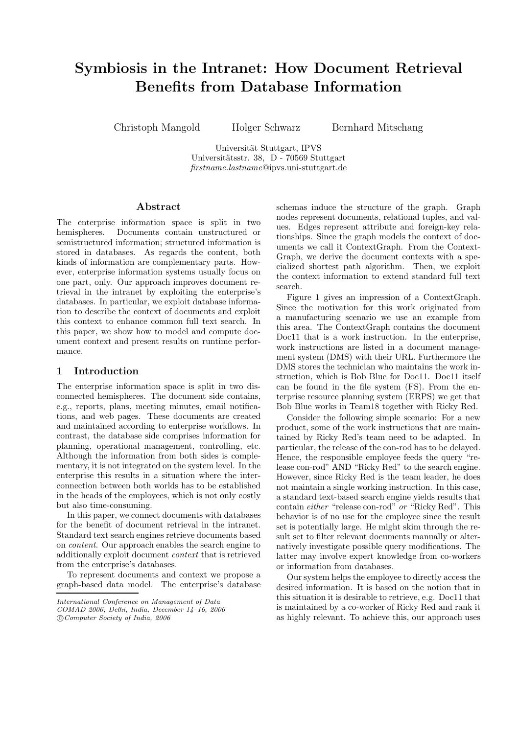# Symbiosis in the Intranet: How Document Retrieval Benefits from Database Information

Christoph Mangold    Holger Schwarz    Bernhard Mitschang

Universität Stuttgart, IPVS
Universitätsstr. 38, D - 70569 Stuttgart
*firstname.lastname*@ipvs.uni-stuttgart.de

## Abstract

The enterprise information space is split in two hemispheres. Documents contain unstructured or semistructured information; structured information is stored in databases. As regards the content, both kinds of information are complementary parts. However, enterprise information systems usually focus on one part, only. Our approach improves document retrieval in the intranet by exploiting the enterprise's databases. In particular, we exploit database information to describe the context of documents and exploit this context to enhance common full text search. In this paper, we show how to model and compute document context and present results on runtime performance.

## 1 Introduction

The enterprise information space is split in two disconnected hemispheres. The document side contains, e.g., reports, plans, meeting minutes, email notifications, and web pages. These documents are created and maintained according to enterprise workflows. In contrast, the database side comprises information for planning, operational management, controlling, etc. Although the information from both sides is complementary, it is not integrated on the system level. In the enterprise this results in a situation where the interconnection between both worlds has to be established in the heads of the employees, which is not only costly but also time-consuming.

In this paper, we connect documents with databases for the benefit of document retrieval in the intranet. Standard text search engines retrieve documents based on *content*. Our approach enables the search engine to additionally exploit document *context* that is retrieved from the enterprise's databases.

To represent documents and context we propose a graph-based data model. The enterprise's database schemas induce the structure of the graph. Graph nodes represent documents, relational tuples, and values. Edges represent attribute and foreign-key relationships. Since the graph models the context of documents we call it ContextGraph. From the ContextGraph, we derive the document contexts with a specialized shortest path algorithm. Then, we exploit the context information to extend standard full text search.

Figure 1 gives an impression of a ContextGraph. Since the motivation for this work originated from a manufacturing scenario we use an example from this area. The ContextGraph contains the document Doc11 that is a work instruction. In the enterprise, work instructions are listed in a document management system (DMS) with their URL. Furthermore the DMS stores the technician who maintains the work instruction, which is Bob Blue for Doc11. Doc11 itself can be found in the file system (FS). From the enterprise resource planning system (ERPS) we get that Bob Blue works in Team18 together with Ricky Red.

Consider the following simple scenario: For a new product, some of the work instructions that are maintained by Ricky Red's team need to be adapted. In particular, the release of the con-rod has to be delayed. Hence, the responsible employee feeds the query "release con-rod" AND "Ricky Red" to the search engine. However, since Ricky Red is the team leader, he does not maintain a single working instruction. In this case, a standard text-based search engine yields results that contain *either* "release con-rod" *or* "Ricky Red". This behavior is of no use for the employee since the result set is potentially large. He might skim through the result set to filter relevant documents manually or alternatively investigate possible query modifications. The latter may involve expert knowledge from co-workers or information from databases.

Our system helps the employee to directly access the desired information. It is based on the notion that in this situation it is desirable to retrieve, e.g. Doc11 that is maintained by a co-worker of Ricky Red and rank it as highly relevant. To achieve this, our approach uses

---

*International Conference on Management of Data*
*COMAD 2006, Delhi, India, December 14–16, 2006*
*©Computer Society of India, 2006*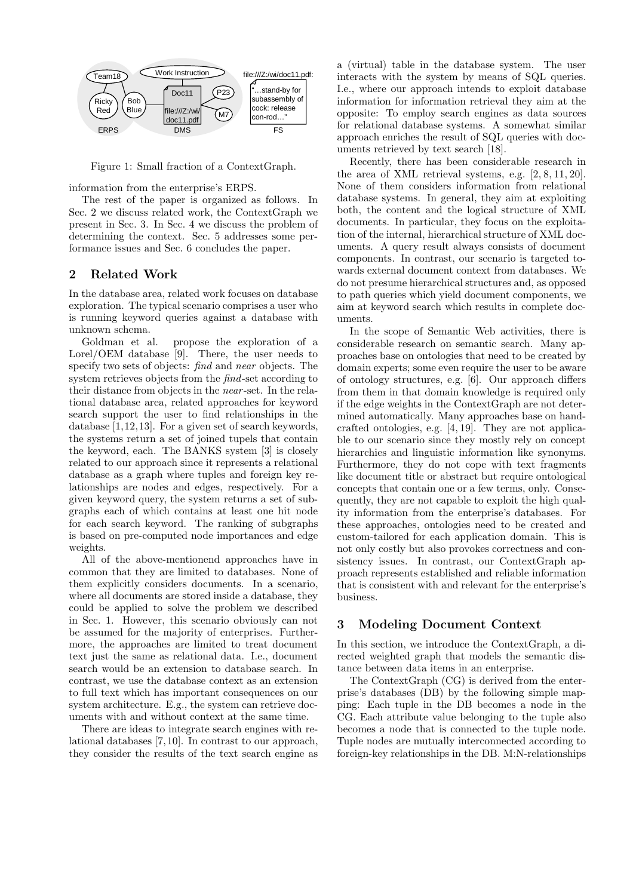Figure 1: Small fraction of a ContextGraph.

information from the enterprise's ERPS.

The rest of the paper is organized as follows. In Sec. 2 we discuss related work, the ContextGraph we present in Sec. 3. In Sec. 4 we discuss the problem of determining the context. Sec. 5 addresses some performance issues and Sec. 6 concludes the paper.

## 2 Related Work

In the database area, related work focuses on database exploration. The typical scenario comprises a user who is running keyword queries against a database with unknown schema.

Goldman et al. propose the exploration of a Lorel/OEM database [9]. There, the user needs to specify two sets of objects: *find* and *near* objects. The system retrieves objects from the *find*-set according to their distance from objects in the *near*-set. In the relational database area, related approaches for keyword search support the user to find relationships in the database [1,12,13]. For a given set of search keywords, the systems return a set of joined tupels that contain the keyword, each. The BANKS system [3] is closely related to our approach since it represents a relational database as a graph where tuples and foreign key relationships are nodes and edges, respectively. For a given keyword query, the system returns a set of subgraphs each of which contains at least one hit node for each search keyword. The ranking of subgraphs is based on pre-computed node importances and edge weights.

All of the above-mentionend approaches have in common that they are limited to databases. None of them explicitly considers documents. In a scenario, where all documents are stored inside a database, they could be applied to solve the problem we described in Sec. 1. However, this scenario obviously can not be assumed for the majority of enterprises. Furthermore, the approaches are limited to treat document text just the same as relational data. I.e., document search would be an extension to database search. In contrast, we use the database context as an extension to full text which has important consequences on our system architecture. E.g., the system can retrieve documents with and without context at the same time.

There are ideas to integrate search engines with relational databases [7,10]. In contrast to our approach, they consider the results of the text search engine as a (virtual) table in the database system. The user interacts with the system by means of SQL queries. I.e., where our approach intends to exploit database information for information retrieval they aim at the opposite: To employ search engines as data sources for relational database systems. A somewhat similar approach enriches the result of SQL queries with documents retrieved by text search [18].

Recently, there has been considerable research in the area of XML retrieval systems, e.g. [2,8,11,20]. None of them considers information from relational database systems. In general, they aim at exploiting both, the content and the logical structure of XML documents. In particular, they focus on the exploitation of the internal, hierarchical structure of XML documents. A query result always consists of document components. In contrast, our scenario is targeted towards external document context from databases. We do not presume hierarchical structures and, as opposed to path queries which yield document components, we aim at keyword search which results in complete documents.

In the scope of Semantic Web activities, there is considerable research on semantic search. Many approaches base on ontologies that need to be created by domain experts; some even require the user to be aware of ontology structures, e.g. [6]. Our approach differs from them in that domain knowledge is required only if the edge weights in the ContextGraph are not determined automatically. Many approaches base on handcrafted ontologies, e.g. [4,19]. They are not applicable to our scenario since they mostly rely on concept hierarchies and linguistic information like synonyms. Furthermore, they do not cope with text fragments like document title or abstract but require ontological concepts that contain one or a few terms, only. Consequently, they are not capable to exploit the high quality information from the enterprise's databases. For these approaches, ontologies need to be created and custom-tailored for each application domain. This is not only costly but also provokes correctness and consistency issues. In contrast, our ContextGraph approach represents established and reliable information that is consistent with and relevant for the enterprise's business.

## 3 Modeling Document Context

In this section, we introduce the ContextGraph, a directed weighted graph that models the semantic distance between data items in an enterprise.

The ContextGraph (CG) is derived from the enterprise's databases (DB) by the following simple mapping: Each tuple in the DB becomes a node in the CG. Each attribute value belonging to the tuple also becomes a node that is connected to the tuple node. Tuple nodes are mutually interconnected according to foreign-key relationships in the DB. M:N-relationships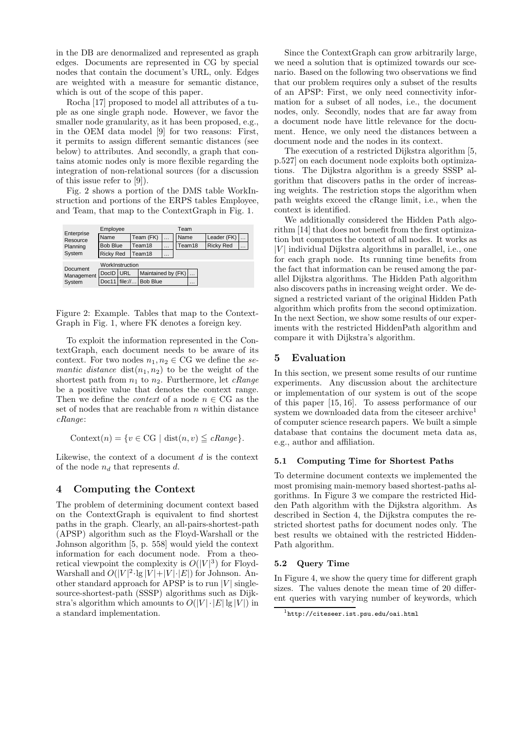in the DB are denormalized and represented as graph edges. Documents are represented in CG by special nodes that contain the document's URL, only. Edges are weighted with a measure for semantic distance, which is out of the scope of this paper.

Rocha [17] proposed to model all attributes of a tuple as one single graph node. However, we favor the smaller node granularity, as it has been proposed, e.g., in the OEM data model [9] for two reasons: First, it permits to assign different semantic distances (see below) to attributes. And secondly, a graph that contains atomic nodes only is more flexible regarding the integration of non-relational sources (for a discussion of this issue refer to [9]).

Fig. 2 shows a portion of the DMS table WorkInstruction and portions of the ERPS tables Employee, and Team, that map to the ContextGraph in Fig. 1.

Enterprise Resource Planning System

Employee

| Name | Team (FK) | ... |
|---|---|---|
| Bob Blue | Team18 | ... |
| Ricky Red | Team18 | ... |

Team

| Name | Leader (FK) | ... |
|---|---|---|
| Team18 | Ricky Red | ... |

Document Management System

WorkInstruction

| DocID | URL | Maintained by (FK) | ... |
|---|---|---|---|
| Doc11 | file://... | Bob Blue | ... |

Figure 2: Example. Tables that map to the ContextGraph in Fig. 1, where FK denotes a foreign key.

To exploit the information represented in the ContextGraph, each document needs to be aware of its context. For two nodes $n_1, n_2 \in \mathrm{CG}$ we define the *semantic distance* $\mathrm{dist}(n_1, n_2)$ to be the weight of the shortest path from $n_1$ to $n_2$. Furthermore, let *cRange* be a positive value that denotes the context range. Then we define the *context* of a node $n \in \mathrm{CG}$ as the set of nodes that are reachable from $n$ within distance *cRange*:

$$\mathrm{Context}(n) = \{v \in \mathrm{CG} \mid \mathrm{dist}(n, v) \leqq cRange\}.$$

Likewise, the context of a document $d$ is the context of the node $n_d$ that represents $d$.

## 4 Computing the Context

The problem of determining document context based on the ContextGraph is equivalent to find shortest paths in the graph. Clearly, an all-pairs-shortest-path (APSP) algorithm such as the Floyd-Warshall or the Johnson algorithm [5, p. 558] would yield the context information for each document node. From a theoretical viewpoint the complexity is $O(|V|^3)$ for Floyd-Warshall and $O(|V|^2 \cdot \lg |V| + |V| \cdot |E|)$ for Johnson. Another standard approach for APSP is to run $|V|$ single-source-shortest-path (SSSP) algorithms such as Dijkstra's algorithm which amounts to $O(|V| \cdot |E| \lg |V|)$ in a standard implementation.

Since the ContextGraph can grow arbitrarily large, we need a solution that is optimized towards our scenario. Based on the following two observations we find that our problem requires only a subset of the results of an APSP: First, we only need connectivity information for a subset of all nodes, i.e., the document nodes, only. Secondly, nodes that are far away from a document node have little relevance for the document. Hence, we only need the distances between a document node and the nodes in its context.

The execution of a restricted Dijkstra algorithm [5, p.527] on each document node exploits both optimizations. The Dijkstra algorithm is a greedy SSSP algorithm that discovers paths in the order of increasing weights. The restriction stops the algorithm when path weights exceed the cRange limit, i.e., when the context is identified.

We additionally considered the Hidden Path algorithm [14] that does not benefit from the first optimization but computes the context of all nodes. It works as $|V|$ individual Dijkstra algorithms in parallel, i.e., one for each graph node. Its running time benefits from the fact that information can be reused among the parallel Dijkstra algorithms. The Hidden Path algorithm also discovers paths in increasing weight order. We designed a restricted variant of the original Hidden Path algorithm which profits from the second optimization. In the next Section, we show some results of our experiments with the restricted HiddenPath algorithm and compare it with Dijkstra's algorithm.

## 5 Evaluation

In this section, we present some results of our runtime experiments. Any discussion about the architecture or implementation of our system is out of the scope of this paper [15, 16]. To assess performance of our system we downloaded data from the citeseer archive[1] of computer science research papers. We built a simple database that contains the document meta data as, e.g., author and affiliation.

### 5.1 Computing Time for Shortest Paths

To determine document contexts we implemented the most promising main-memory based shortest-paths algorithms. In Figure 3 we compare the restricted Hidden Path algorithm with the Dijkstra algorithm. As described in Section 4, the Dijkstra computes the restricted shortest paths for document nodes only. The best results we obtained with the restricted HiddenPath algorithm.

### 5.2 Query Time

In Figure 4, we show the query time for different graph sizes. The values denote the mean time of 20 different queries with varying number of keywords, which

[1] http://citeseer.ist.psu.edu/oai.html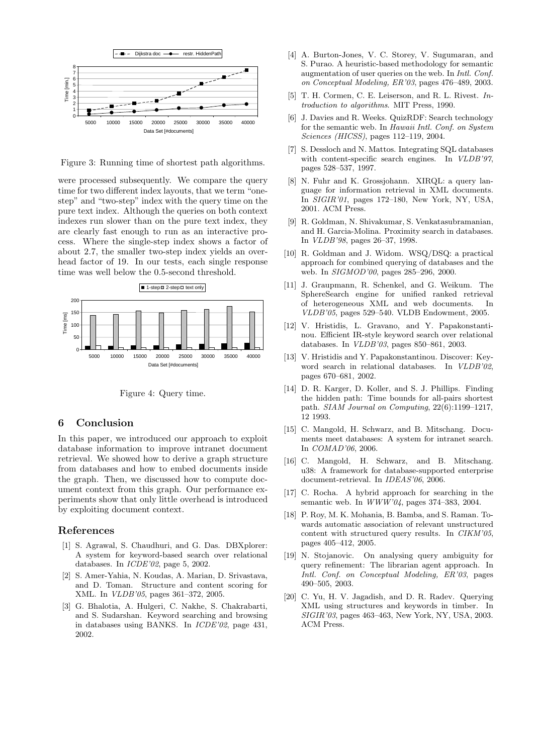Dijkstra doc
restr. HiddenPath

Time [min.]

8
7
6
5
4
3
2
1
0

5000 10000 15000 20000 25000 30000 35000 40000

Data Set [#documents]

Figure 3: Running time of shortest path algorithms.

were processed subsequently. We compare the query time for two different index layouts, that we term "one-step" and "two-step" index with the query time on the pure text index. Although the queries on both context indexes run slower than on the pure text index, they are clearly fast enough to run as an interactive process. Where the single-step index shows a factor of about 2.7, the smaller two-step index yields an overhead factor of 19. In our tests, each single response time was well below the 0.5-second threshold.

1-step 2-step text only

Time [ms]

200
150
100
50
0

5000 10000 15000 20000 25000 30000 35000 40000

Data Set [#documents]

Figure 4: Query time.

## 6 Conclusion

In this paper, we introduced our approach to exploit database information to improve intranet document retrieval. We showed how to derive a graph structure from databases and how to embed documents inside the graph. Then, we discussed how to compute document context from this graph. Our performance experiments show that only little overhead is introduced by exploiting document context.

## References

[1] S. Agrawal, S. Chaudhuri, and G. Das. DBXplorer: A system for keyword-based search over relational databases. In *ICDE'02*, page 5, 2002.

[2] S. Amer-Yahia, N. Koudas, A. Marian, D. Srivastava, and D. Toman. Structure and content scoring for XML. In *VLDB'05*, pages 361–372, 2005.

[3] G. Bhalotia, A. Hulgeri, C. Nakhe, S. Chakrabarti, and S. Sudarshan. Keyword searching and browsing in databases using BANKS. In *ICDE'02*, page 431, 2002.

[4] A. Burton-Jones, V. C. Storey, V. Sugumaran, and S. Purao. A heuristic-based methodology for semantic augmentation of user queries on the web. In *Intl. Conf. on Conceptual Modeling, ER'03*, pages 476–489, 2003.

[5] T. H. Cormen, C. E. Leiserson, and R. L. Rivest. *Introduction to algorithms*. MIT Press, 1990.

[6] J. Davies and R. Weeks. QuizRDF: Search technology for the semantic web. In *Hawaii Intl. Conf. on System Sciences (HICSS)*, pages 112–119, 2004.

[7] S. Dessloch and N. Mattos. Integrating SQL databases with content-specific search engines. In *VLDB'97*, pages 528–537, 1997.

[8] N. Fuhr and K. Grossjohann. XIRQL: a query language for information retrieval in XML documents. In *SIGIR'01*, pages 172–180, New York, NY, USA, 2001. ACM Press.

[9] R. Goldman, N. Shivakumar, S. Venkatasubramanian, and H. Garcia-Molina. Proximity search in databases. In *VLDB'98*, pages 26–37, 1998.

[10] R. Goldman and J. Widom. WSQ/DSQ: a practical approach for combined querying of databases and the web. In *SIGMOD'00*, pages 285–296, 2000.

[11] J. Graupmann, R. Schenkel, and G. Weikum. The SphereSearch engine for unified ranked retrieval of heterogeneous XML and web documents. In *VLDB'05*, pages 529–540. VLDB Endowment, 2005.

[12] V. Hristidis, L. Gravano, and Y. Papakonstantinou. Efficient IR-style keyword search over relational databases. In *VLDB'03*, pages 850–861, 2003.

[13] V. Hristidis and Y. Papakonstantinou. Discover: Keyword search in relational databases. In *VLDB'02*, pages 670–681, 2002.

[14] D. R. Karger, D. Koller, and S. J. Phillips. Finding the hidden path: Time bounds for all-pairs shortest path. *SIAM Journal on Computing*, 22(6):1199–1217, 12 1993.

[15] C. Mangold, H. Schwarz, and B. Mitschang. Documents meet databases: A system for intranet search. In *COMAD'06*, 2006.

[16] C. Mangold, H. Schwarz, and B. Mitschang. u38: A framework for database-supported enterprise document-retrieval. In *IDEAS'06*, 2006.

[17] C. Rocha. A hybrid approach for searching in the semantic web. In *WWW'04*, pages 374–383, 2004.

[18] P. Roy, M. K. Mohania, B. Bamba, and S. Raman. Towards automatic association of relevant unstructured content with structured query results. In *CIKM'05*, pages 405–412, 2005.

[19] N. Stojanovic. On analysing query ambiguity for query refinement: The librarian agent approach. In *Intl. Conf. on Conceptual Modeling, ER'03*, pages 490–505, 2003.

[20] C. Yu, H. V. Jagadish, and D. R. Radev. Querying XML using structures and keywords in timber. In *SIGIR'03*, pages 463–463, New York, NY, USA, 2003. ACM Press.